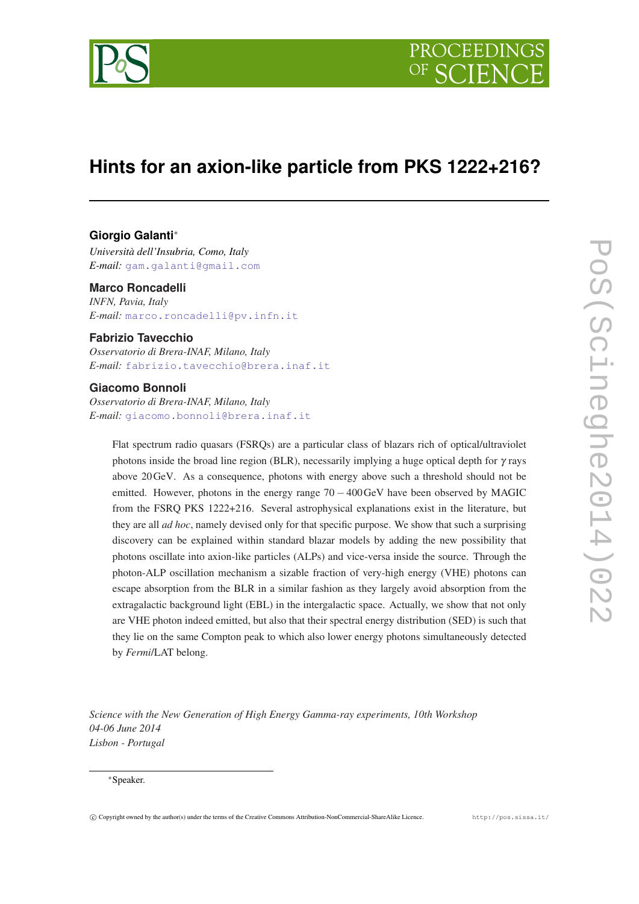# Hints for an axion-like particle from PKS 1222+216?

**Giorgio Galanti**[*]
*Università dell'Insubria, Como, Italy*
*E-mail:* gam.galanti@gmail.com

**Marco Roncadelli**
*INFN, Pavia, Italy*
*E-mail:* marco.roncadelli@pv.infn.it

**Fabrizio Tavecchio**
*Osservatorio di Brera-INAF, Milano, Italy*
*E-mail:* fabrizio.tavecchio@brera.inaf.it

**Giacomo Bonnoli**
*Osservatorio di Brera-INAF, Milano, Italy*
*E-mail:* giacomo.bonnoli@brera.inaf.it

Flat spectrum radio quasars (FSRQs) are a particular class of blazars rich of optical/ultraviolet photons inside the broad line region (BLR), necessarily implying a huge optical depth for $\gamma$ rays above 20 GeV. As a consequence, photons with energy above such a threshold should not be emitted. However, photons in the energy range $70-400$ GeV have been observed by MAGIC from the FSRQ PKS 1222+216. Several astrophysical explanations exist in the literature, but they are all *ad hoc*, namely devised only for that specific purpose. We show that such a surprising discovery can be explained within standard blazar models by adding the new possibility that photons oscillate into axion-like particles (ALPs) and vice-versa inside the source. Through the photon-ALP oscillation mechanism a sizable fraction of very-high energy (VHE) photons can escape absorption from the BLR in a similar fashion as they largely avoid absorption from the extragalactic background light (EBL) in the intergalactic space. Actually, we show that not only are VHE photon indeed emitted, but also that their spectral energy distribution (SED) is such that they lie on the same Compton peak to which also lower energy photons simultaneously detected by *Fermi*/LAT belong.

*Science with the New Generation of High Energy Gamma-ray experiments, 10th Workshop*
*04-06 June 2014*
*Lisbon - Portugal*

[*]Speaker.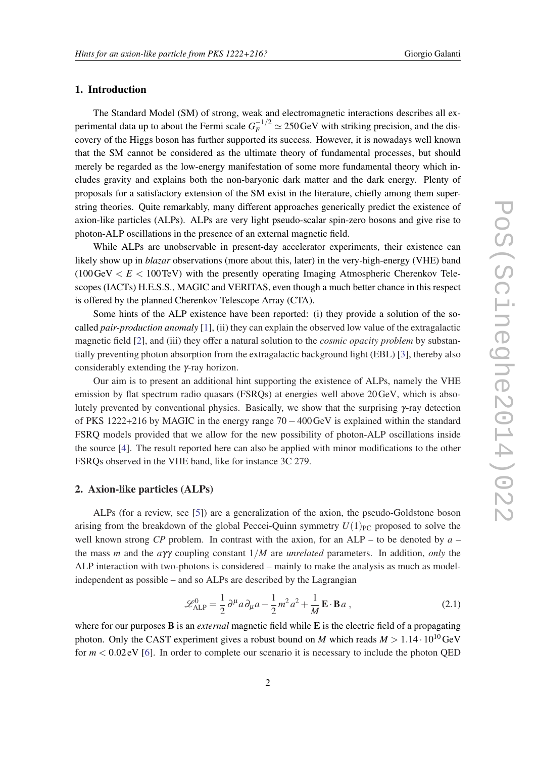## 1. Introduction

The Standard Model (SM) of strong, weak and electromagnetic interactions describes all experimental data up to about the Fermi scale $G_F^{-1/2} \simeq 250\,\mathrm{GeV}$ with striking precision, and the discovery of the Higgs boson has further supported its success. However, it is nowadays well known that the SM cannot be considered as the ultimate theory of fundamental processes, but should merely be regarded as the low-energy manifestation of some more fundamental theory which includes gravity and explains both the non-baryonic dark matter and the dark energy. Plenty of proposals for a satisfactory extension of the SM exist in the literature, chiefly among them superstring theories. Quite remarkably, many different approaches generically predict the existence of axion-like particles (ALPs). ALPs are very light pseudo-scalar spin-zero bosons and give rise to photon-ALP oscillations in the presence of an external magnetic field.

While ALPs are unobservable in present-day accelerator experiments, their existence can likely show up in *blazar* observations (more about this, later) in the very-high-energy (VHE) band ($100\,\mathrm{GeV} < E < 100\,\mathrm{TeV}$) with the presently operating Imaging Atmospheric Cherenkov Telescopes (IACTs) H.E.S.S., MAGIC and VERITAS, even though a much better chance in this respect is offered by the planned Cherenkov Telescope Array (CTA).

Some hints of the ALP existence have been reported: (i) they provide a solution of the so-called *pair-production anomaly* [1], (ii) they can explain the observed low value of the extragalactic magnetic field [2], and (iii) they offer a natural solution to the *cosmic opacity problem* by substantially preventing photon absorption from the extragalactic background light (EBL) [3], thereby also considerably extending the $\gamma$-ray horizon.

Our aim is to present an additional hint supporting the existence of ALPs, namely the VHE emission by flat spectrum radio quasars (FSRQs) at energies well above $20\,\mathrm{GeV}$, which is absolutely prevented by conventional physics. Basically, we show that the surprising $\gamma$-ray detection of PKS 1222+216 by MAGIC in the energy range $70 - 400\,\mathrm{GeV}$ is explained within the standard FSRQ models provided that we allow for the new possibility of photon-ALP oscillations inside the source [4]. The result reported here can also be applied with minor modifications to the other FSRQs observed in the VHE band, like for instance 3C 279.

## 2. Axion-like particles (ALPs)

ALPs (for a review, see [5]) are a generalization of the axion, the pseudo-Goldstone boson arising from the breakdown of the global Peccei-Quinn symmetry $U(1)_{\mathrm{PC}}$ proposed to solve the well known strong *CP* problem. In contrast with the axion, for an ALP – to be denoted by $a$ – the mass $m$ and the $a\gamma\gamma$ coupling constant $1/M$ are *unrelated* parameters. In addition, *only* the ALP interaction with two-photons is considered – mainly to make the analysis as much as model-independent as possible – and so ALPs are described by the Lagrangian

$$\mathscr{L}^0_{\mathrm{ALP}} = \frac{1}{2}\,\partial^\mu a\,\partial_\mu a - \frac{1}{2}m^2 a^2 + \frac{1}{M}\,\mathbf{E}\cdot\mathbf{B}\,a\,, \tag{2.1}$$

where for our purposes $\mathbf{B}$ is an *external* magnetic field while $\mathbf{E}$ is the electric field of a propagating photon. Only the CAST experiment gives a robust bound on $M$ which reads $M > 1.14 \cdot 10^{10}\,\mathrm{GeV}$ for $m < 0.02\,\mathrm{eV}$ [6]. In order to complete our scenario it is necessary to include the photon QED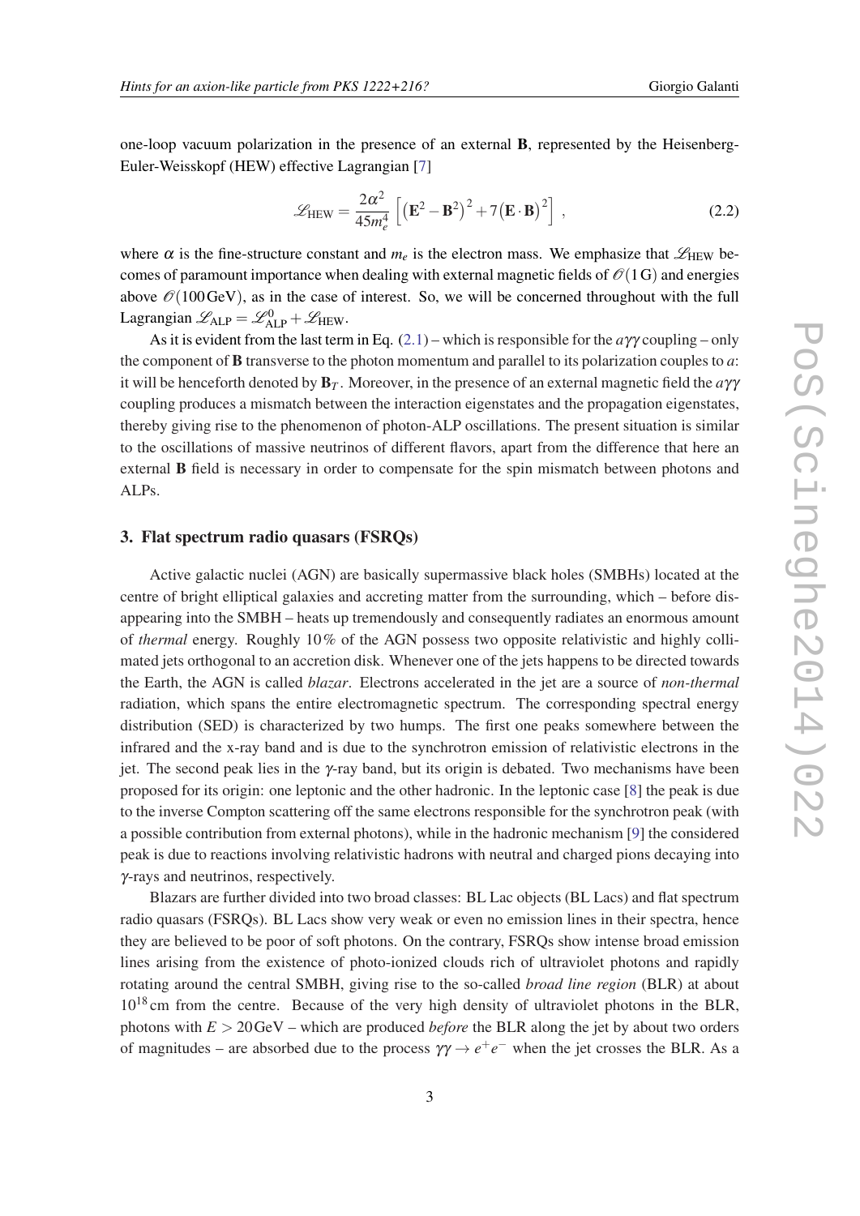one-loop vacuum polarization in the presence of an external **B**, represented by the Heisenberg-Euler-Weisskopf (HEW) effective Lagrangian [7]

$$\mathscr{L}_{\rm HEW} = \frac{2\alpha^2}{45 m_e^4} \left[ \left( \mathbf{E}^2 - \mathbf{B}^2 \right)^2 + 7 \left( \mathbf{E} \cdot \mathbf{B} \right)^2 \right] , \tag{2.2}$$

where $\alpha$ is the fine-structure constant and $m_e$ is the electron mass. We emphasize that $\mathscr{L}_{\rm HEW}$ becomes of paramount importance when dealing with external magnetic fields of $\mathscr{O}(1\,{\rm G})$ and energies above $\mathscr{O}(100\,{\rm GeV})$, as in the case of interest. So, we will be concerned throughout with the full Lagrangian $\mathscr{L}_{\rm ALP} = \mathscr{L}^0_{\rm ALP} + \mathscr{L}_{\rm HEW}$.

As it is evident from the last term in Eq. (2.1) – which is responsible for the $a\gamma\gamma$ coupling – only the component of **B** transverse to the photon momentum and parallel to its polarization couples to $a$: it will be henceforth denoted by $\mathbf{B}_T$. Moreover, in the presence of an external magnetic field the $a\gamma\gamma$ coupling produces a mismatch between the interaction eigenstates and the propagation eigenstates, thereby giving rise to the phenomenon of photon-ALP oscillations. The present situation is similar to the oscillations of massive neutrinos of different flavors, apart from the difference that here an external **B** field is necessary in order to compensate for the spin mismatch between photons and ALPs.

## 3. Flat spectrum radio quasars (FSRQs)

Active galactic nuclei (AGN) are basically supermassive black holes (SMBHs) located at the centre of bright elliptical galaxies and accreting matter from the surrounding, which – before disappearing into the SMBH – heats up tremendously and consequently radiates an enormous amount of *thermal* energy. Roughly 10% of the AGN possess two opposite relativistic and highly collimated jets orthogonal to an accretion disk. Whenever one of the jets happens to be directed towards the Earth, the AGN is called *blazar*. Electrons accelerated in the jet are a source of *non-thermal* radiation, which spans the entire electromagnetic spectrum. The corresponding spectral energy distribution (SED) is characterized by two humps. The first one peaks somewhere between the infrared and the x-ray band and is due to the synchrotron emission of relativistic electrons in the jet. The second peak lies in the $\gamma$-ray band, but its origin is debated. Two mechanisms have been proposed for its origin: one leptonic and the other hadronic. In the leptonic case [8] the peak is due to the inverse Compton scattering off the same electrons responsible for the synchrotron peak (with a possible contribution from external photons), while in the hadronic mechanism [9] the considered peak is due to reactions involving relativistic hadrons with neutral and charged pions decaying into $\gamma$-rays and neutrinos, respectively.

Blazars are further divided into two broad classes: BL Lac objects (BL Lacs) and flat spectrum radio quasars (FSRQs). BL Lacs show very weak or even no emission lines in their spectra, hence they are believed to be poor of soft photons. On the contrary, FSRQs show intense broad emission lines arising from the existence of photo-ionized clouds rich of ultraviolet photons and rapidly rotating around the central SMBH, giving rise to the so-called *broad line region* (BLR) at about $10^{18}\,{\rm cm}$ from the centre. Because of the very high density of ultraviolet photons in the BLR, photons with $E > 20\,{\rm GeV}$ – which are produced *before* the BLR along the jet by about two orders of magnitudes – are absorbed due to the process $\gamma\gamma \to e^+e^-$ when the jet crosses the BLR. As a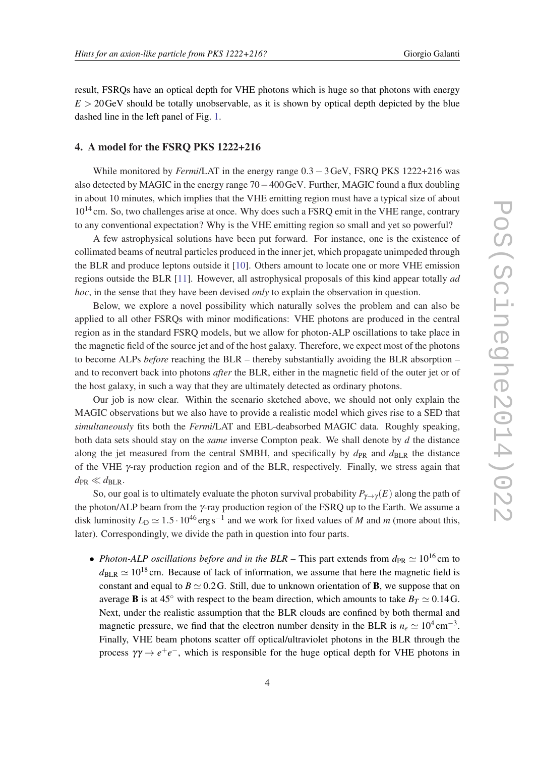result, FSRQs have an optical depth for VHE photons which is huge so that photons with energy $E > 20\,\mathrm{GeV}$ should be totally unobservable, as it is shown by optical depth depicted by the blue dashed line in the left panel of Fig. 1.

## 4. A model for the FSRQ PKS 1222+216

While monitored by *Fermi*/LAT in the energy range $0.3 - 3\,\mathrm{GeV}$, FSRQ PKS 1222+216 was also detected by MAGIC in the energy range $70 - 400\,\mathrm{GeV}$. Further, MAGIC found a flux doubling in about 10 minutes, which implies that the VHE emitting region must have a typical size of about $10^{14}\,\mathrm{cm}$. So, two challenges arise at once. Why does such a FSRQ emit in the VHE range, contrary to any conventional expectation? Why is the VHE emitting region so small and yet so powerful?

A few astrophysical solutions have been put forward. For instance, one is the existence of collimated beams of neutral particles produced in the inner jet, which propagate unimpeded through the BLR and produce leptons outside it [10]. Others amount to locate one or more VHE emission regions outside the BLR [11]. However, all astrophysical proposals of this kind appear totally *ad hoc*, in the sense that they have been devised *only* to explain the observation in question.

Below, we explore a novel possibility which naturally solves the problem and can also be applied to all other FSRQs with minor modifications: VHE photons are produced in the central region as in the standard FSRQ models, but we allow for photon-ALP oscillations to take place in the magnetic field of the source jet and of the host galaxy. Therefore, we expect most of the photons to become ALPs *before* reaching the BLR – thereby substantially avoiding the BLR absorption – and to reconvert back into photons *after* the BLR, either in the magnetic field of the outer jet or of the host galaxy, in such a way that they are ultimately detected as ordinary photons.

Our job is now clear. Within the scenario sketched above, we should not only explain the MAGIC observations but we also have to provide a realistic model which gives rise to a SED that *simultaneously* fits both the *Fermi*/LAT and EBL-deabsorbed MAGIC data. Roughly speaking, both data sets should stay on the *same* inverse Compton peak. We shall denote by $d$ the distance along the jet measured from the central SMBH, and specifically by $d_{\mathrm{PR}}$ and $d_{\mathrm{BLR}}$ the distance of the VHE $\gamma$-ray production region and of the BLR, respectively. Finally, we stress again that $d_{\mathrm{PR}} \ll d_{\mathrm{BLR}}$.

So, our goal is to ultimately evaluate the photon survival probability $P_{\gamma \to \gamma}(E)$ along the path of the photon/ALP beam from the $\gamma$-ray production region of the FSRQ up to the Earth. We assume a disk luminosity $L_{\mathrm{D}} \simeq 1.5 \cdot 10^{46}\,\mathrm{erg\,s^{-1}}$ and we work for fixed values of $M$ and $m$ (more about this, later). Correspondingly, we divide the path in question into four parts.

- *Photon-ALP oscillations before and in the BLR* – This part extends from $d_{\mathrm{PR}} \simeq 10^{16}\,\mathrm{cm}$ to $d_{\mathrm{BLR}} \simeq 10^{18}\,\mathrm{cm}$. Because of lack of information, we assume that here the magnetic field is constant and equal to $B \simeq 0.2\,\mathrm{G}$. Still, due to unknown orientation of $\mathbf{B}$, we suppose that on average $\mathbf{B}$ is at $45^\circ$ with respect to the beam direction, which amounts to take $B_T \simeq 0.14\,\mathrm{G}$. Next, under the realistic assumption that the BLR clouds are confined by both thermal and magnetic pressure, we find that the electron number density in the BLR is $n_e \simeq 10^4\,\mathrm{cm}^{-3}$. Finally, VHE beam photons scatter off optical/ultraviolet photons in the BLR through the process $\gamma\gamma \to e^+e^-$, which is responsible for the huge optical depth for VHE photons in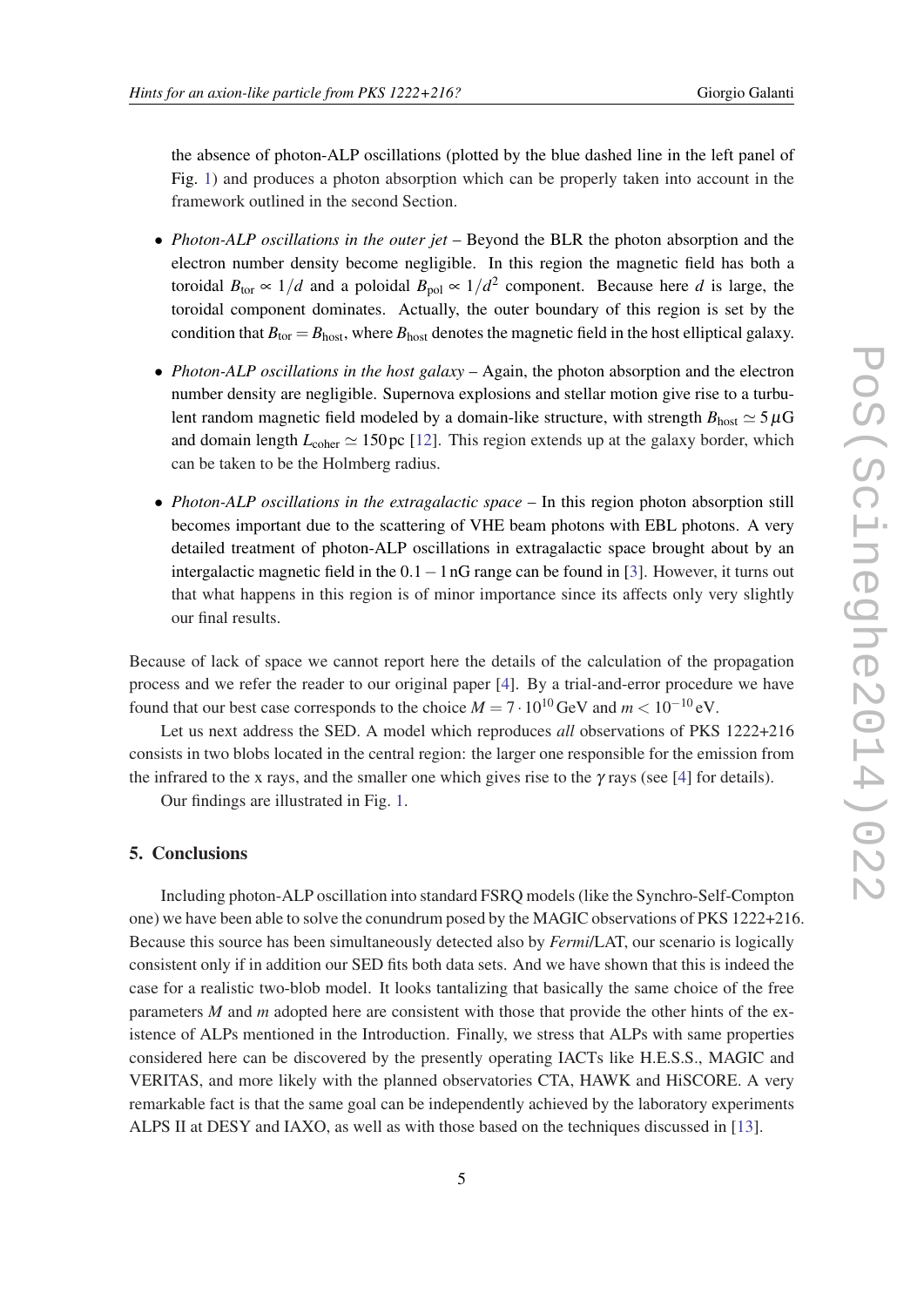the absence of photon-ALP oscillations (plotted by the blue dashed line in the left panel of Fig. 1) and produces a photon absorption which can be properly taken into account in the framework outlined in the second Section.

- *Photon-ALP oscillations in the outer jet* – Beyond the BLR the photon absorption and the electron number density become negligible. In this region the magnetic field has both a toroidal $B_{\rm tor} \propto 1/d$ and a poloidal $B_{\rm pol} \propto 1/d^2$ component. Because here $d$ is large, the toroidal component dominates. Actually, the outer boundary of this region is set by the condition that $B_{\rm tor} = B_{\rm host}$, where $B_{\rm host}$ denotes the magnetic field in the host elliptical galaxy.

- *Photon-ALP oscillations in the host galaxy* – Again, the photon absorption and the electron number density are negligible. Supernova explosions and stellar motion give rise to a turbulent random magnetic field modeled by a domain-like structure, with strength $B_{\rm host} \simeq 5\,\mu$G and domain length $L_{\rm coher} \simeq 150\,$pc [12]. This region extends up at the galaxy border, which can be taken to be the Holmberg radius.

- *Photon-ALP oscillations in the extragalactic space* – In this region photon absorption still becomes important due to the scattering of VHE beam photons with EBL photons. A very detailed treatment of photon-ALP oscillations in extragalactic space brought about by an intergalactic magnetic field in the $0.1 - 1\,$nG range can be found in [3]. However, it turns out that what happens in this region is of minor importance since its affects only very slightly our final results.

Because of lack of space we cannot report here the details of the calculation of the propagation process and we refer the reader to our original paper [4]. By a trial-and-error procedure we have found that our best case corresponds to the choice $M = 7 \cdot 10^{10}\,$GeV and $m < 10^{-10}\,$eV.

Let us next address the SED. A model which reproduces *all* observations of PKS 1222+216 consists in two blobs located in the central region: the larger one responsible for the emission from the infrared to the x rays, and the smaller one which gives rise to the $\gamma$ rays (see [4] for details).

Our findings are illustrated in Fig. 1.

## 5. Conclusions

Including photon-ALP oscillation into standard FSRQ models (like the Synchro-Self-Compton one) we have been able to solve the conundrum posed by the MAGIC observations of PKS 1222+216. Because this source has been simultaneously detected also by *Fermi*/LAT, our scenario is logically consistent only if in addition our SED fits both data sets. And we have shown that this is indeed the case for a realistic two-blob model. It looks tantalizing that basically the same choice of the free parameters $M$ and $m$ adopted here are consistent with those that provide the other hints of the existence of ALPs mentioned in the Introduction. Finally, we stress that ALPs with same properties considered here can be discovered by the presently operating IACTs like H.E.S.S., MAGIC and VERITAS, and more likely with the planned observatories CTA, HAWK and HiSCORE. A very remarkable fact is that the same goal can be independently achieved by the laboratory experiments ALPS II at DESY and IAXO, as well as with those based on the techniques discussed in [13].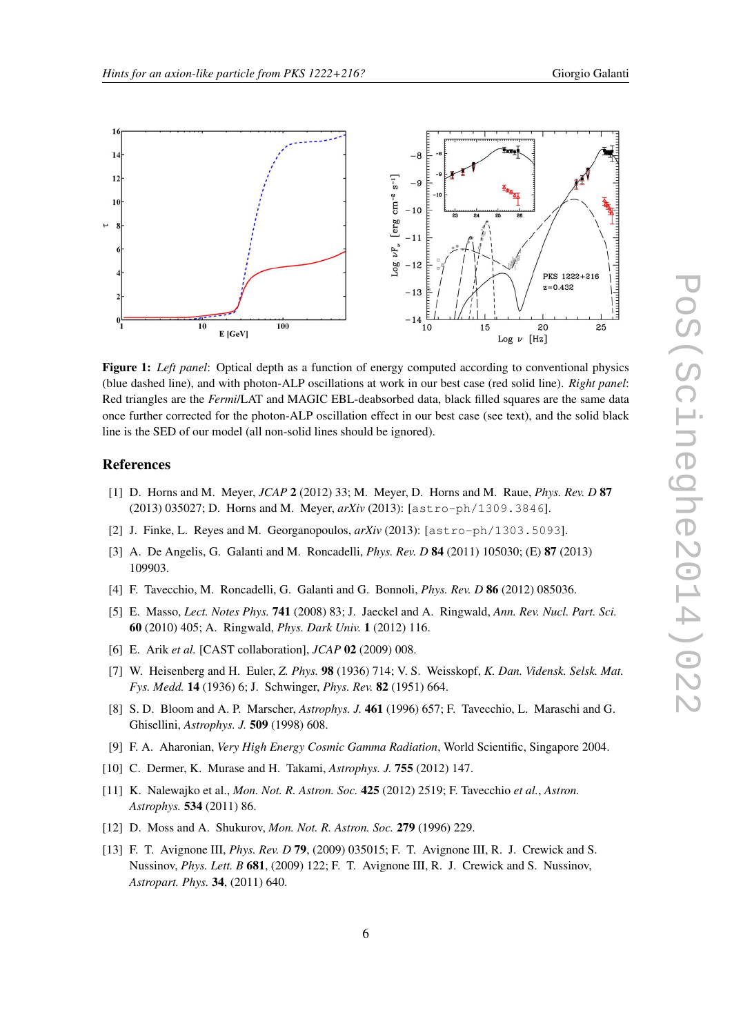16
14
12
10
τ 8
6
4
2
0
1
10
100
E [GeV]

−8
−9
−10
−11
−12
−13
−14
Log $\nu F_\nu$ [erg cm$^{-2}$ s$^{-1}$]
10
15
20
25
Log $\nu$ [Hz]
PKS 1222+216
z=0.432
-8
-9
-10
23
24
25
26

**Figure 1:** *Left panel*: Optical depth as a function of energy computed according to conventional physics (blue dashed line), and with photon-ALP oscillations at work in our best case (red solid line). *Right panel*: Red triangles are the *Fermi*/LAT and MAGIC EBL-deabsorbed data, black filled squares are the same data once further corrected for the photon-ALP oscillation effect in our best case (see text), and the solid black line is the SED of our model (all non-solid lines should be ignored).

## References

[1] D. Horns and M. Meyer, *JCAP* **2** (2012) 33; M. Meyer, D. Horns and M. Raue, *Phys. Rev. D* **87** (2013) 035027; D. Horns and M. Meyer, *arXiv* (2013): [astro-ph/1309.3846].

[2] J. Finke, L. Reyes and M. Georganopoulos, *arXiv* (2013): [astro-ph/1303.5093].

[3] A. De Angelis, G. Galanti and M. Roncadelli, *Phys. Rev. D* **84** (2011) 105030; (E) **87** (2013) 109903.

[4] F. Tavecchio, M. Roncadelli, G. Galanti and G. Bonnoli, *Phys. Rev. D* **86** (2012) 085036.

[5] E. Masso, *Lect. Notes Phys.* **741** (2008) 83; J. Jaeckel and A. Ringwald, *Ann. Rev. Nucl. Part. Sci.* **60** (2010) 405; A. Ringwald, *Phys. Dark Univ.* **1** (2012) 116.

[6] E. Arik *et al.* [CAST collaboration], *JCAP* **02** (2009) 008.

[7] W. Heisenberg and H. Euler, *Z. Phys.* **98** (1936) 714; V. S. Weisskopf, *K. Dan. Vidensk. Selsk. Mat. Fys. Medd.* **14** (1936) 6; J. Schwinger, *Phys. Rev.* **82** (1951) 664.

[8] S. D. Bloom and A. P. Marscher, *Astrophys. J.* **461** (1996) 657; F. Tavecchio, L. Maraschi and G. Ghisellini, *Astrophys. J.* **509** (1998) 608.

[9] F. A. Aharonian, *Very High Energy Cosmic Gamma Radiation*, World Scientific, Singapore 2004.

[10] C. Dermer, K. Murase and H. Takami, *Astrophys. J.* **755** (2012) 147.

[11] K. Nalewajko et al., *Mon. Not. R. Astron. Soc.* **425** (2012) 2519; F. Tavecchio *et al.*, *Astron. Astrophys.* **534** (2011) 86.

[12] D. Moss and A. Shukurov, *Mon. Not. R. Astron. Soc.* **279** (1996) 229.

[13] F. T. Avignone III, *Phys. Rev. D* **79**, (2009) 035015; F. T. Avignone III, R. J. Crewick and S. Nussinov, *Phys. Lett. B* **681**, (2009) 122; F. T. Avignone III, R. J. Crewick and S. Nussinov, *Astropart. Phys.* **34**, (2011) 640.